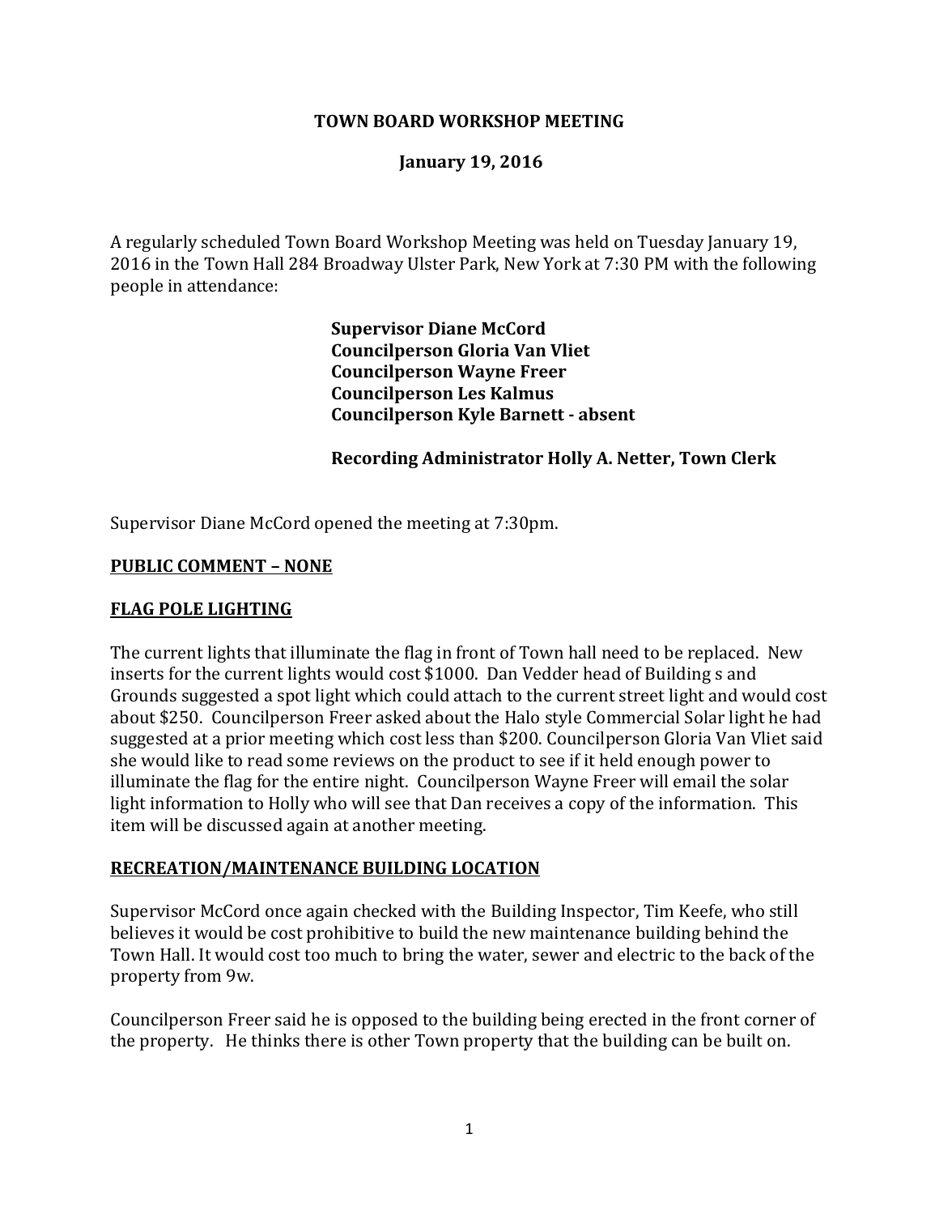**TOWN BOARD WORKSHOP MEETING**

**January 19, 2016**

A regularly scheduled Town Board Workshop Meeting was held on Tuesday January 19, 2016 in the Town Hall 284 Broadway Ulster Park, New York at 7:30 PM with the following people in attendance:

**Supervisor Diane McCord**
**Councilperson Gloria Van Vliet**
**Councilperson Wayne Freer**
**Councilperson Les Kalmus**
**Councilperson Kyle Barnett - absent**

**Recording Administrator Holly A. Netter, Town Clerk**

Supervisor Diane McCord opened the meeting at 7:30pm.

**PUBLIC COMMENT – NONE**

**FLAG POLE LIGHTING**

The current lights that illuminate the flag in front of Town hall need to be replaced. New inserts for the current lights would cost $1000. Dan Vedder head of Building s and Grounds suggested a spot light which could attach to the current street light and would cost about $250. Councilperson Freer asked about the Halo style Commercial Solar light he had suggested at a prior meeting which cost less than $200. Councilperson Gloria Van Vliet said she would like to read some reviews on the product to see if it held enough power to illuminate the flag for the entire night. Councilperson Wayne Freer will email the solar light information to Holly who will see that Dan receives a copy of the information. This item will be discussed again at another meeting.

**RECREATION/MAINTENANCE BUILDING LOCATION**

Supervisor McCord once again checked with the Building Inspector, Tim Keefe, who still believes it would be cost prohibitive to build the new maintenance building behind the Town Hall. It would cost too much to bring the water, sewer and electric to the back of the property from 9w.

Councilperson Freer said he is opposed to the building being erected in the front corner of the property. He thinks there is other Town property that the building can be built on.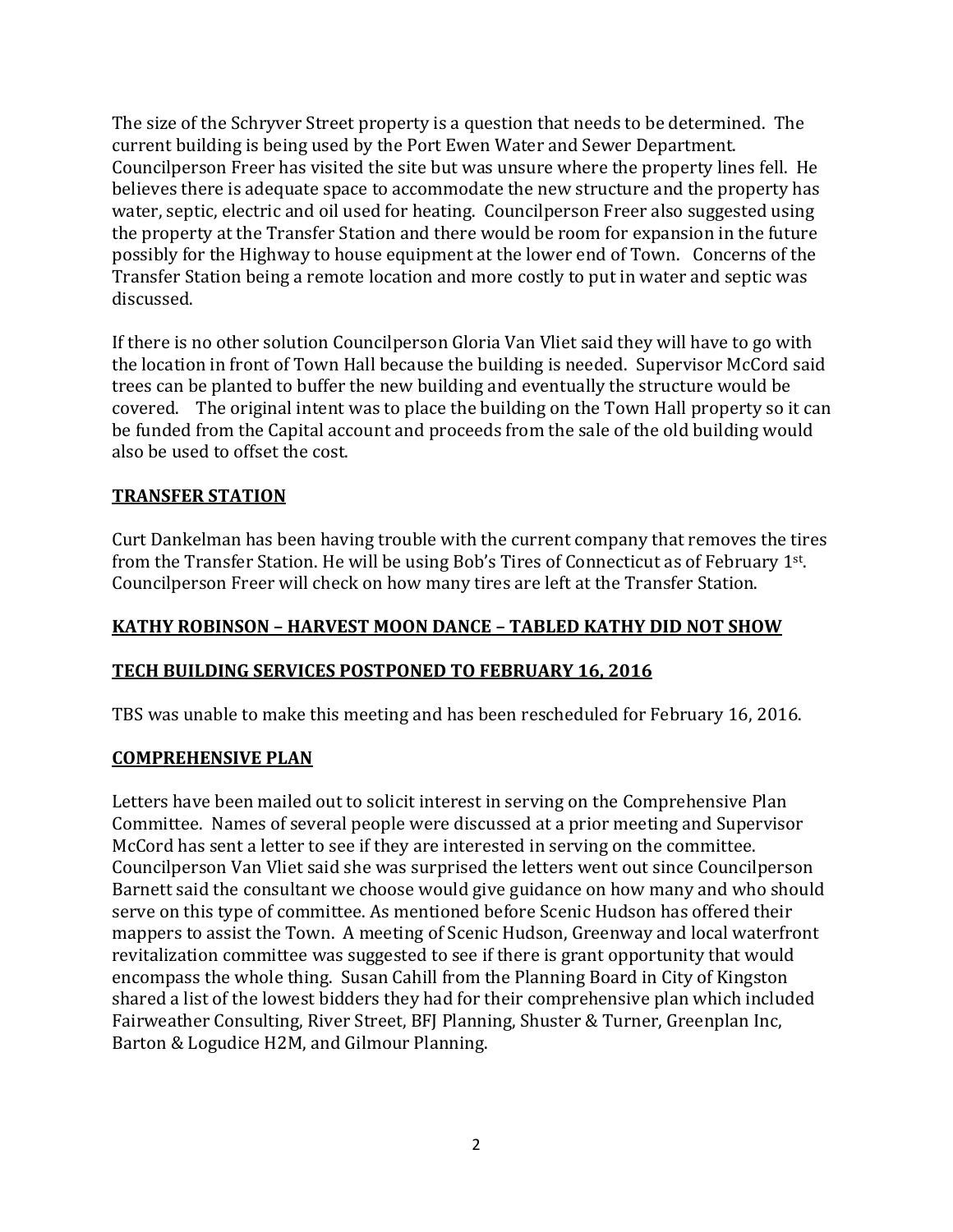The size of the Schryver Street property is a question that needs to be determined. The current building is being used by the Port Ewen Water and Sewer Department. Councilperson Freer has visited the site but was unsure where the property lines fell. He believes there is adequate space to accommodate the new structure and the property has water, septic, electric and oil used for heating. Councilperson Freer also suggested using the property at the Transfer Station and there would be room for expansion in the future possibly for the Highway to house equipment at the lower end of Town. Concerns of the Transfer Station being a remote location and more costly to put in water and septic was discussed.

If there is no other solution Councilperson Gloria Van Vliet said they will have to go with the location in front of Town Hall because the building is needed. Supervisor McCord said trees can be planted to buffer the new building and eventually the structure would be covered. The original intent was to place the building on the Town Hall property so it can be funded from the Capital account and proceeds from the sale of the old building would also be used to offset the cost.

## TRANSFER STATION

Curt Dankelman has been having trouble with the current company that removes the tires from the Transfer Station. He will be using Bob's Tires of Connecticut as of February 1st. Councilperson Freer will check on how many tires are left at the Transfer Station.

## KATHY ROBINSON – HARVEST MOON DANCE – TABLED KATHY DID NOT SHOW

## TECH BUILDING SERVICES POSTPONED TO FEBRUARY 16, 2016

TBS was unable to make this meeting and has been rescheduled for February 16, 2016.

## COMPREHENSIVE PLAN

Letters have been mailed out to solicit interest in serving on the Comprehensive Plan Committee. Names of several people were discussed at a prior meeting and Supervisor McCord has sent a letter to see if they are interested in serving on the committee. Councilperson Van Vliet said she was surprised the letters went out since Councilperson Barnett said the consultant we choose would give guidance on how many and who should serve on this type of committee. As mentioned before Scenic Hudson has offered their mappers to assist the Town. A meeting of Scenic Hudson, Greenway and local waterfront revitalization committee was suggested to see if there is grant opportunity that would encompass the whole thing. Susan Cahill from the Planning Board in City of Kingston shared a list of the lowest bidders they had for their comprehensive plan which included Fairweather Consulting, River Street, BFJ Planning, Shuster & Turner, Greenplan Inc, Barton & Logudice H2M, and Gilmour Planning.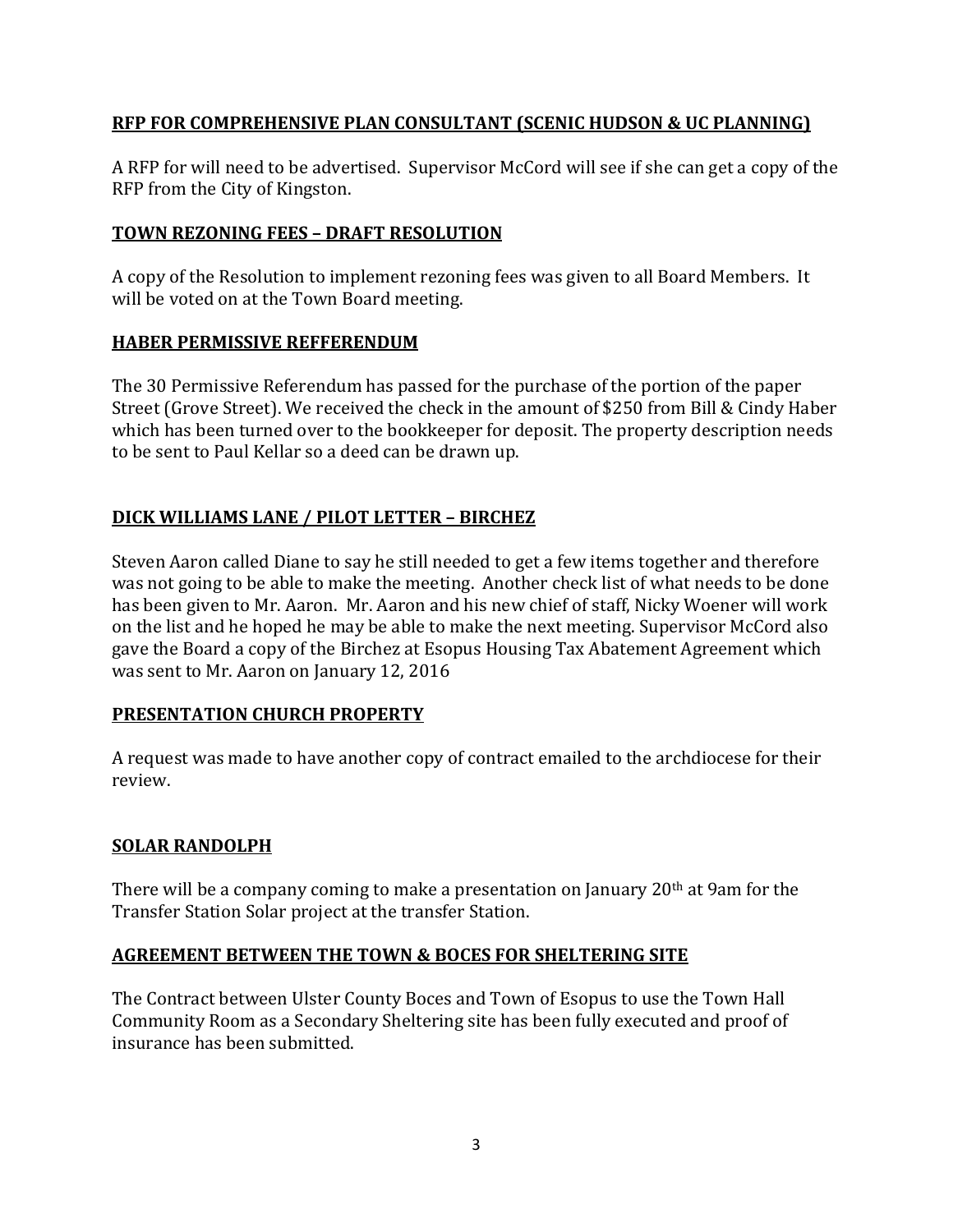## RFP FOR COMPREHENSIVE PLAN CONSULTANT (SCENIC HUDSON & UC PLANNING)

A RFP for will need to be advertised. Supervisor McCord will see if she can get a copy of the RFP from the City of Kingston.

## TOWN REZONING FEES – DRAFT RESOLUTION

A copy of the Resolution to implement rezoning fees was given to all Board Members. It will be voted on at the Town Board meeting.

## HABER PERMISSIVE REFFERENDUM

The 30 Permissive Referendum has passed for the purchase of the portion of the paper Street (Grove Street). We received the check in the amount of $250 from Bill & Cindy Haber which has been turned over to the bookkeeper for deposit. The property description needs to be sent to Paul Kellar so a deed can be drawn up.

## DICK WILLIAMS LANE / PILOT LETTER – BIRCHEZ

Steven Aaron called Diane to say he still needed to get a few items together and therefore was not going to be able to make the meeting. Another check list of what needs to be done has been given to Mr. Aaron. Mr. Aaron and his new chief of staff, Nicky Woener will work on the list and he hoped he may be able to make the next meeting. Supervisor McCord also gave the Board a copy of the Birchez at Esopus Housing Tax Abatement Agreement which was sent to Mr. Aaron on January 12, 2016

## PRESENTATION CHURCH PROPERTY

A request was made to have another copy of contract emailed to the archdiocese for their review.

## SOLAR RANDOLPH

There will be a company coming to make a presentation on January 20th at 9am for the Transfer Station Solar project at the transfer Station.

## AGREEMENT BETWEEN THE TOWN & BOCES FOR SHELTERING SITE

The Contract between Ulster County Boces and Town of Esopus to use the Town Hall Community Room as a Secondary Sheltering site has been fully executed and proof of insurance has been submitted.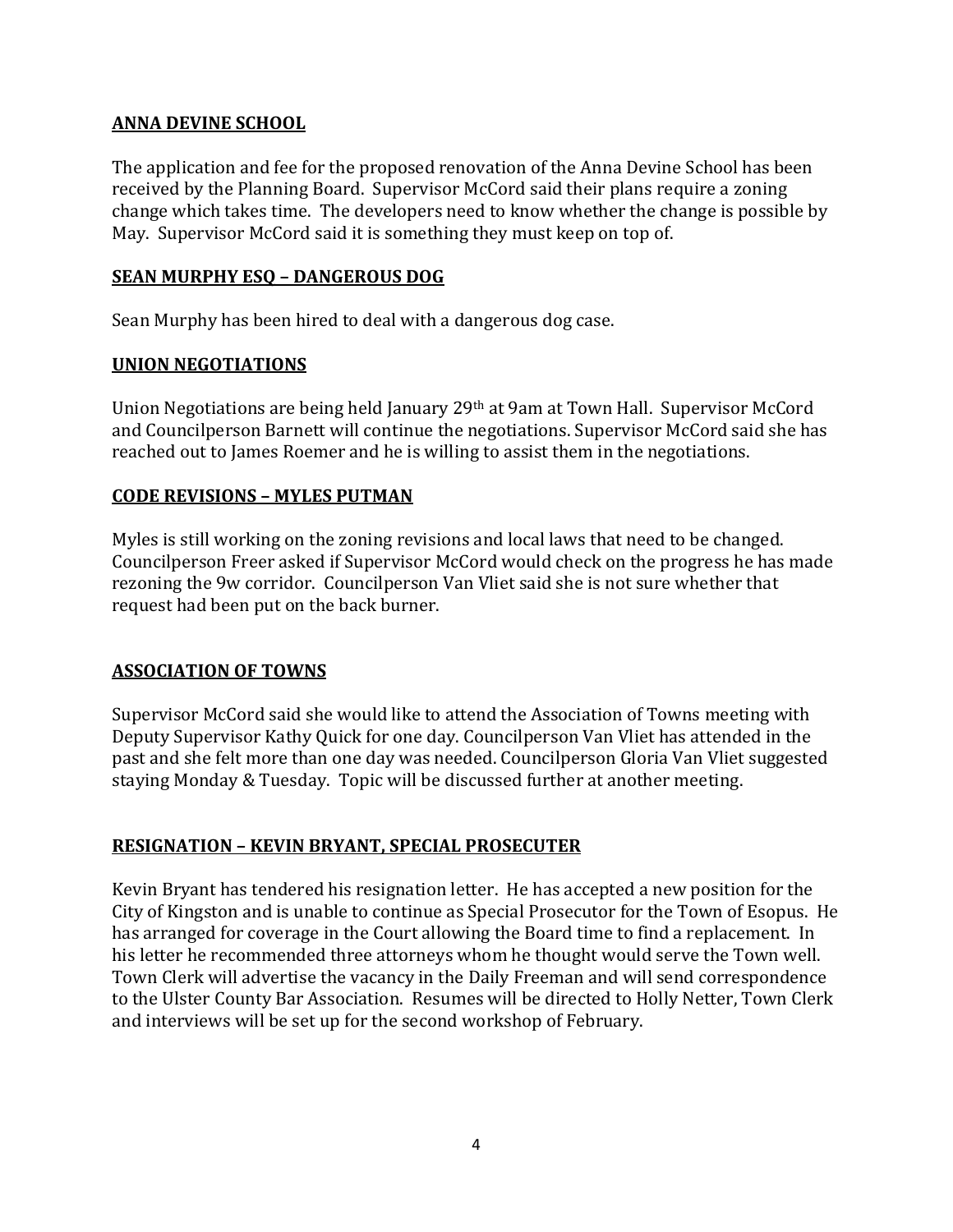## ANNA DEVINE SCHOOL

The application and fee for the proposed renovation of the Anna Devine School has been received by the Planning Board. Supervisor McCord said their plans require a zoning change which takes time. The developers need to know whether the change is possible by May. Supervisor McCord said it is something they must keep on top of.

## SEAN MURPHY ESQ – DANGEROUS DOG

Sean Murphy has been hired to deal with a dangerous dog case.

## UNION NEGOTIATIONS

Union Negotiations are being held January 29th at 9am at Town Hall. Supervisor McCord and Councilperson Barnett will continue the negotiations. Supervisor McCord said she has reached out to James Roemer and he is willing to assist them in the negotiations.

## CODE REVISIONS – MYLES PUTMAN

Myles is still working on the zoning revisions and local laws that need to be changed. Councilperson Freer asked if Supervisor McCord would check on the progress he has made rezoning the 9w corridor. Councilperson Van Vliet said she is not sure whether that request had been put on the back burner.

## ASSOCIATION OF TOWNS

Supervisor McCord said she would like to attend the Association of Towns meeting with Deputy Supervisor Kathy Quick for one day. Councilperson Van Vliet has attended in the past and she felt more than one day was needed. Councilperson Gloria Van Vliet suggested staying Monday & Tuesday. Topic will be discussed further at another meeting.

## RESIGNATION – KEVIN BRYANT, SPECIAL PROSECUTER

Kevin Bryant has tendered his resignation letter. He has accepted a new position for the City of Kingston and is unable to continue as Special Prosecutor for the Town of Esopus. He has arranged for coverage in the Court allowing the Board time to find a replacement. In his letter he recommended three attorneys whom he thought would serve the Town well. Town Clerk will advertise the vacancy in the Daily Freeman and will send correspondence to the Ulster County Bar Association. Resumes will be directed to Holly Netter, Town Clerk and interviews will be set up for the second workshop of February.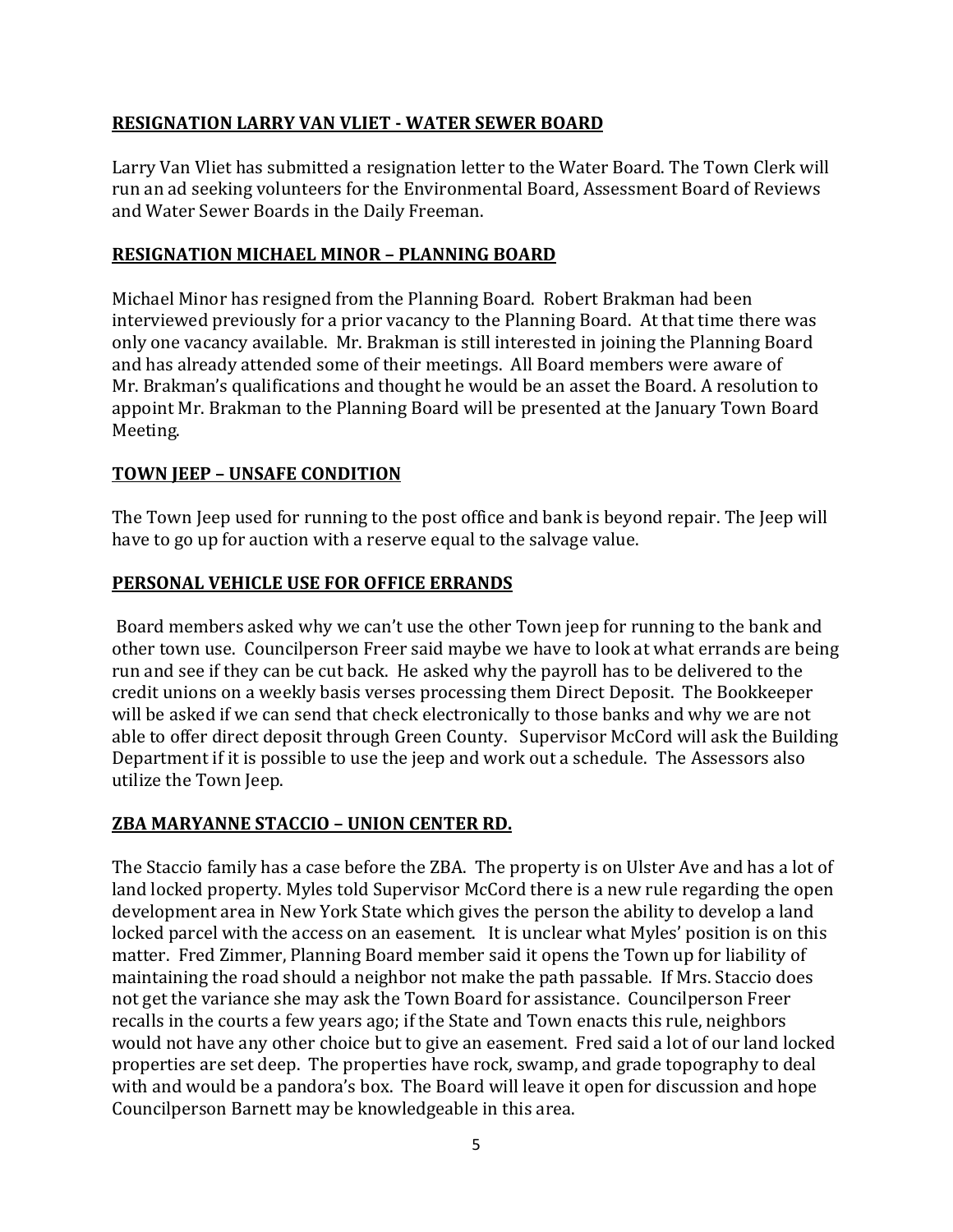**RESIGNATION LARRY VAN VLIET - WATER SEWER BOARD**

Larry Van Vliet has submitted a resignation letter to the Water Board. The Town Clerk will run an ad seeking volunteers for the Environmental Board, Assessment Board of Reviews and Water Sewer Boards in the Daily Freeman.

**RESIGNATION MICHAEL MINOR – PLANNING BOARD**

Michael Minor has resigned from the Planning Board. Robert Brakman had been interviewed previously for a prior vacancy to the Planning Board. At that time there was only one vacancy available. Mr. Brakman is still interested in joining the Planning Board and has already attended some of their meetings. All Board members were aware of Mr. Brakman's qualifications and thought he would be an asset the Board. A resolution to appoint Mr. Brakman to the Planning Board will be presented at the January Town Board Meeting.

**TOWN JEEP – UNSAFE CONDITION**

The Town Jeep used for running to the post office and bank is beyond repair. The Jeep will have to go up for auction with a reserve equal to the salvage value.

**PERSONAL VEHICLE USE FOR OFFICE ERRANDS**

Board members asked why we can't use the other Town jeep for running to the bank and other town use. Councilperson Freer said maybe we have to look at what errands are being run and see if they can be cut back. He asked why the payroll has to be delivered to the credit unions on a weekly basis verses processing them Direct Deposit. The Bookkeeper will be asked if we can send that check electronically to those banks and why we are not able to offer direct deposit through Green County. Supervisor McCord will ask the Building Department if it is possible to use the jeep and work out a schedule. The Assessors also utilize the Town Jeep.

**ZBA MARYANNE STACCIO – UNION CENTER RD.**

The Staccio family has a case before the ZBA. The property is on Ulster Ave and has a lot of land locked property. Myles told Supervisor McCord there is a new rule regarding the open development area in New York State which gives the person the ability to develop a land locked parcel with the access on an easement. It is unclear what Myles' position is on this matter. Fred Zimmer, Planning Board member said it opens the Town up for liability of maintaining the road should a neighbor not make the path passable. If Mrs. Staccio does not get the variance she may ask the Town Board for assistance. Councilperson Freer recalls in the courts a few years ago; if the State and Town enacts this rule, neighbors would not have any other choice but to give an easement. Fred said a lot of our land locked properties are set deep. The properties have rock, swamp, and grade topography to deal with and would be a pandora's box. The Board will leave it open for discussion and hope Councilperson Barnett may be knowledgeable in this area.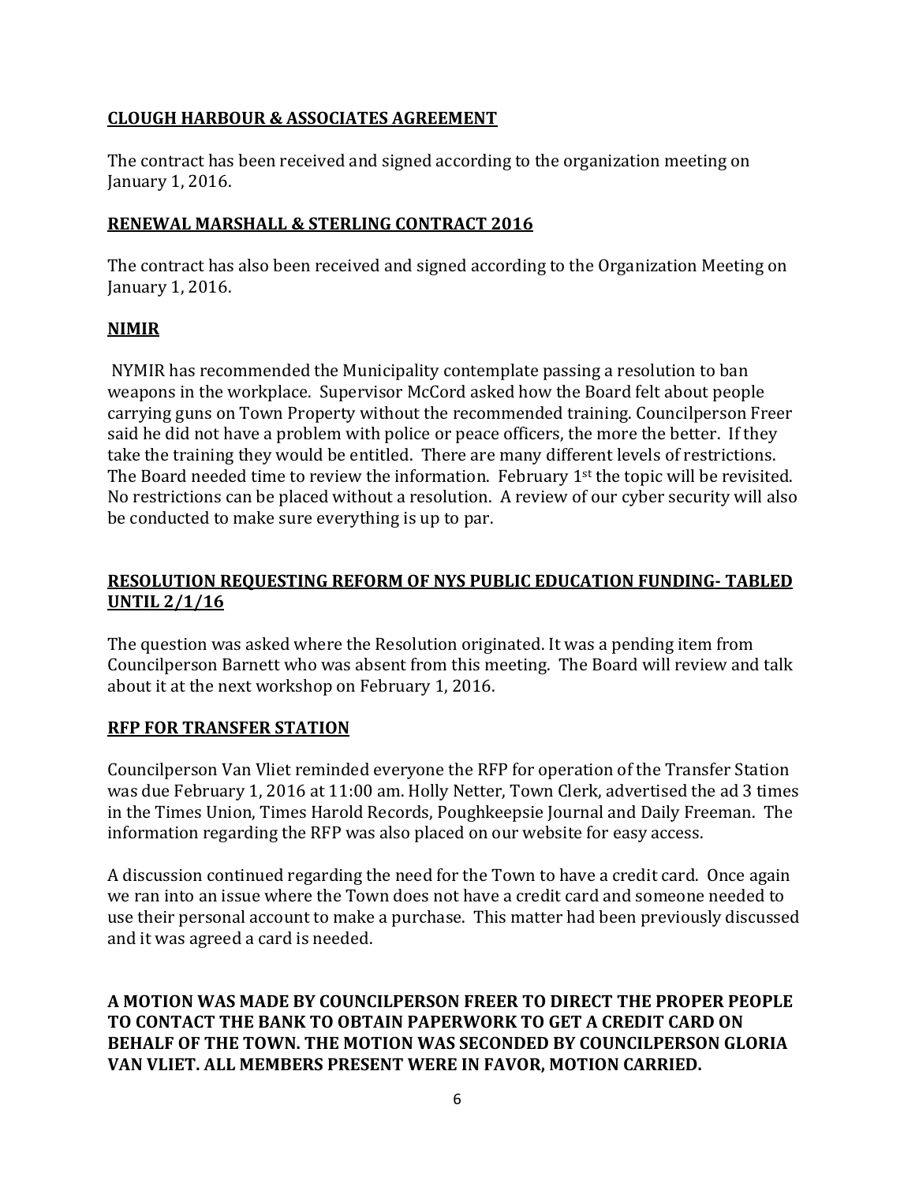**CLOUGH HARBOUR & ASSOCIATES AGREEMENT**

The contract has been received and signed according to the organization meeting on January 1, 2016.

**RENEWAL MARSHALL & STERLING CONTRACT 2016**

The contract has also been received and signed according to the Organization Meeting on January 1, 2016.

**NIMIR**

NYMIR has recommended the Municipality contemplate passing a resolution to ban weapons in the workplace. Supervisor McCord asked how the Board felt about people carrying guns on Town Property without the recommended training. Councilperson Freer said he did not have a problem with police or peace officers, the more the better. If they take the training they would be entitled. There are many different levels of restrictions. The Board needed time to review the information. February 1st the topic will be revisited. No restrictions can be placed without a resolution. A review of our cyber security will also be conducted to make sure everything is up to par.

**RESOLUTION REQUESTING REFORM OF NYS PUBLIC EDUCATION FUNDING- TABLED UNTIL 2/1/16**

The question was asked where the Resolution originated. It was a pending item from Councilperson Barnett who was absent from this meeting. The Board will review and talk about it at the next workshop on February 1, 2016.

**RFP FOR TRANSFER STATION**

Councilperson Van Vliet reminded everyone the RFP for operation of the Transfer Station was due February 1, 2016 at 11:00 am. Holly Netter, Town Clerk, advertised the ad 3 times in the Times Union, Times Harold Records, Poughkeepsie Journal and Daily Freeman. The information regarding the RFP was also placed on our website for easy access.

A discussion continued regarding the need for the Town to have a credit card. Once again we ran into an issue where the Town does not have a credit card and someone needed to use their personal account to make a purchase. This matter had been previously discussed and it was agreed a card is needed.

**A MOTION WAS MADE BY COUNCILPERSON FREER TO DIRECT THE PROPER PEOPLE TO CONTACT THE BANK TO OBTAIN PAPERWORK TO GET A CREDIT CARD ON BEHALF OF THE TOWN. THE MOTION WAS SECONDED BY COUNCILPERSON GLORIA VAN VLIET. ALL MEMBERS PRESENT WERE IN FAVOR, MOTION CARRIED.**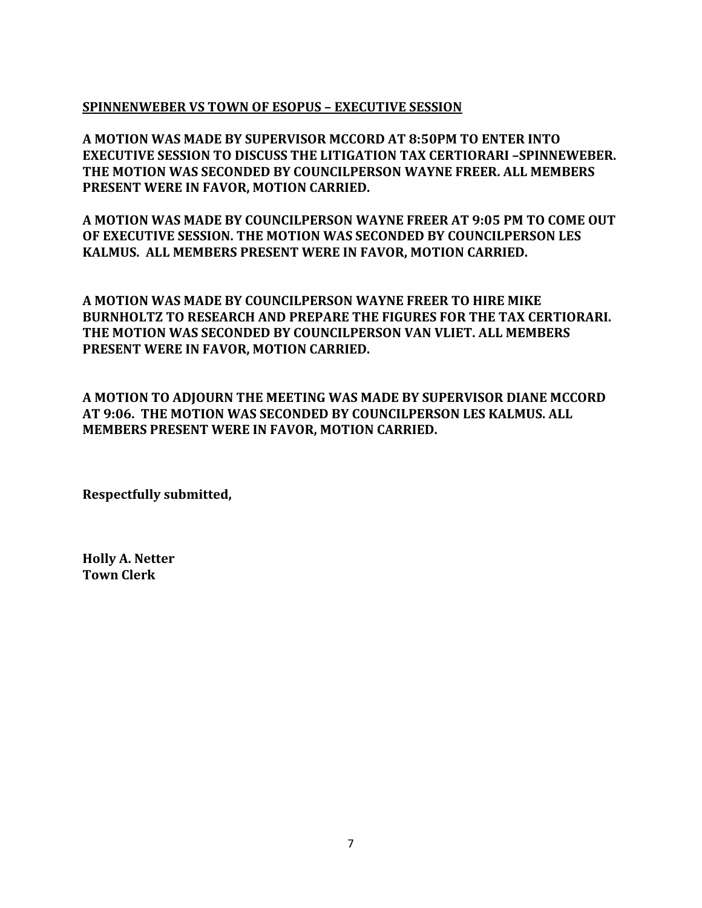**SPINNENWEBER VS TOWN OF ESOPUS – EXECUTIVE SESSION**

**A MOTION WAS MADE BY SUPERVISOR MCCORD AT 8:50PM TO ENTER INTO EXECUTIVE SESSION TO DISCUSS THE LITIGATION TAX CERTIORARI –SPINNEWEBER. THE MOTION WAS SECONDED BY COUNCILPERSON WAYNE FREER. ALL MEMBERS PRESENT WERE IN FAVOR, MOTION CARRIED.**

**A MOTION WAS MADE BY COUNCILPERSON WAYNE FREER AT 9:05 PM TO COME OUT OF EXECUTIVE SESSION. THE MOTION WAS SECONDED BY COUNCILPERSON LES KALMUS. ALL MEMBERS PRESENT WERE IN FAVOR, MOTION CARRIED.**

**A MOTION WAS MADE BY COUNCILPERSON WAYNE FREER TO HIRE MIKE BURNHOLTZ TO RESEARCH AND PREPARE THE FIGURES FOR THE TAX CERTIORARI. THE MOTION WAS SECONDED BY COUNCILPERSON VAN VLIET. ALL MEMBERS PRESENT WERE IN FAVOR, MOTION CARRIED.**

**A MOTION TO ADJOURN THE MEETING WAS MADE BY SUPERVISOR DIANE MCCORD AT 9:06. THE MOTION WAS SECONDED BY COUNCILPERSON LES KALMUS. ALL MEMBERS PRESENT WERE IN FAVOR, MOTION CARRIED.**

**Respectfully submitted,**

**Holly A. Netter**
**Town Clerk**